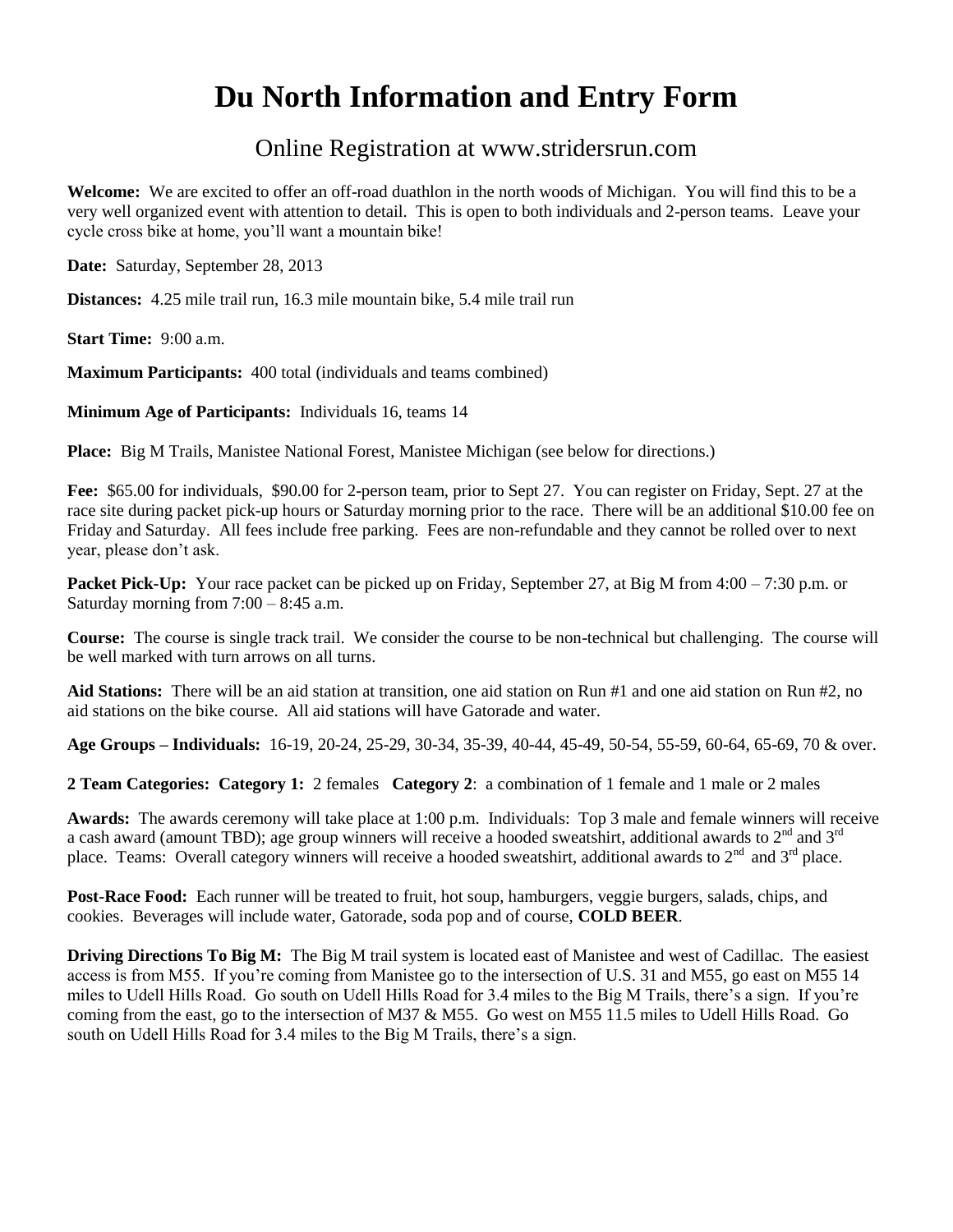# Du North Information and Entry Form

## Online Registration at www.stridersrun.com

**Welcome:** We are excited to offer an off-road duathlon in the north woods of Michigan. You will find this to be a very well organized event with attention to detail. This is open to both individuals and 2-person teams. Leave your cycle cross bike at home, you'll want a mountain bike!

**Date:** Saturday, September 28, 2013

**Distances:** 4.25 mile trail run, 16.3 mile mountain bike, 5.4 mile trail run

**Start Time:** 9:00 a.m.

**Maximum Participants:** 400 total (individuals and teams combined)

**Minimum Age of Participants:** Individuals 16, teams 14

**Place:** Big M Trails, Manistee National Forest, Manistee Michigan (see below for directions.)

**Fee:** $65.00 for individuals, $90.00 for 2-person team, prior to Sept 27. You can register on Friday, Sept. 27 at the race site during packet pick-up hours or Saturday morning prior to the race. There will be an additional $10.00 fee on Friday and Saturday. All fees include free parking. Fees are non-refundable and they cannot be rolled over to next year, please don't ask.

**Packet Pick-Up:** Your race packet can be picked up on Friday, September 27, at Big M from 4:00 – 7:30 p.m. or Saturday morning from 7:00 – 8:45 a.m.

**Course:** The course is single track trail. We consider the course to be non-technical but challenging. The course will be well marked with turn arrows on all turns.

**Aid Stations:** There will be an aid station at transition, one aid station on Run #1 and one aid station on Run #2, no aid stations on the bike course. All aid stations will have Gatorade and water.

**Age Groups – Individuals:** 16-19, 20-24, 25-29, 30-34, 35-39, 40-44, 45-49, 50-54, 55-59, 60-64, 65-69, 70 & over.

**2 Team Categories: Category 1:** 2 females **Category 2**: a combination of 1 female and 1 male or 2 males

**Awards:** The awards ceremony will take place at 1:00 p.m. Individuals: Top 3 male and female winners will receive a cash award (amount TBD); age group winners will receive a hooded sweatshirt, additional awards to 2nd and 3rd place. Teams: Overall category winners will receive a hooded sweatshirt, additional awards to 2nd and 3rd place.

**Post-Race Food:** Each runner will be treated to fruit, hot soup, hamburgers, veggie burgers, salads, chips, and cookies. Beverages will include water, Gatorade, soda pop and of course, **COLD BEER**.

**Driving Directions To Big M:** The Big M trail system is located east of Manistee and west of Cadillac. The easiest access is from M55. If you're coming from Manistee go to the intersection of U.S. 31 and M55, go east on M55 14 miles to Udell Hills Road. Go south on Udell Hills Road for 3.4 miles to the Big M Trails, there's a sign. If you're coming from the east, go to the intersection of M37 & M55. Go west on M55 11.5 miles to Udell Hills Road. Go south on Udell Hills Road for 3.4 miles to the Big M Trails, there's a sign.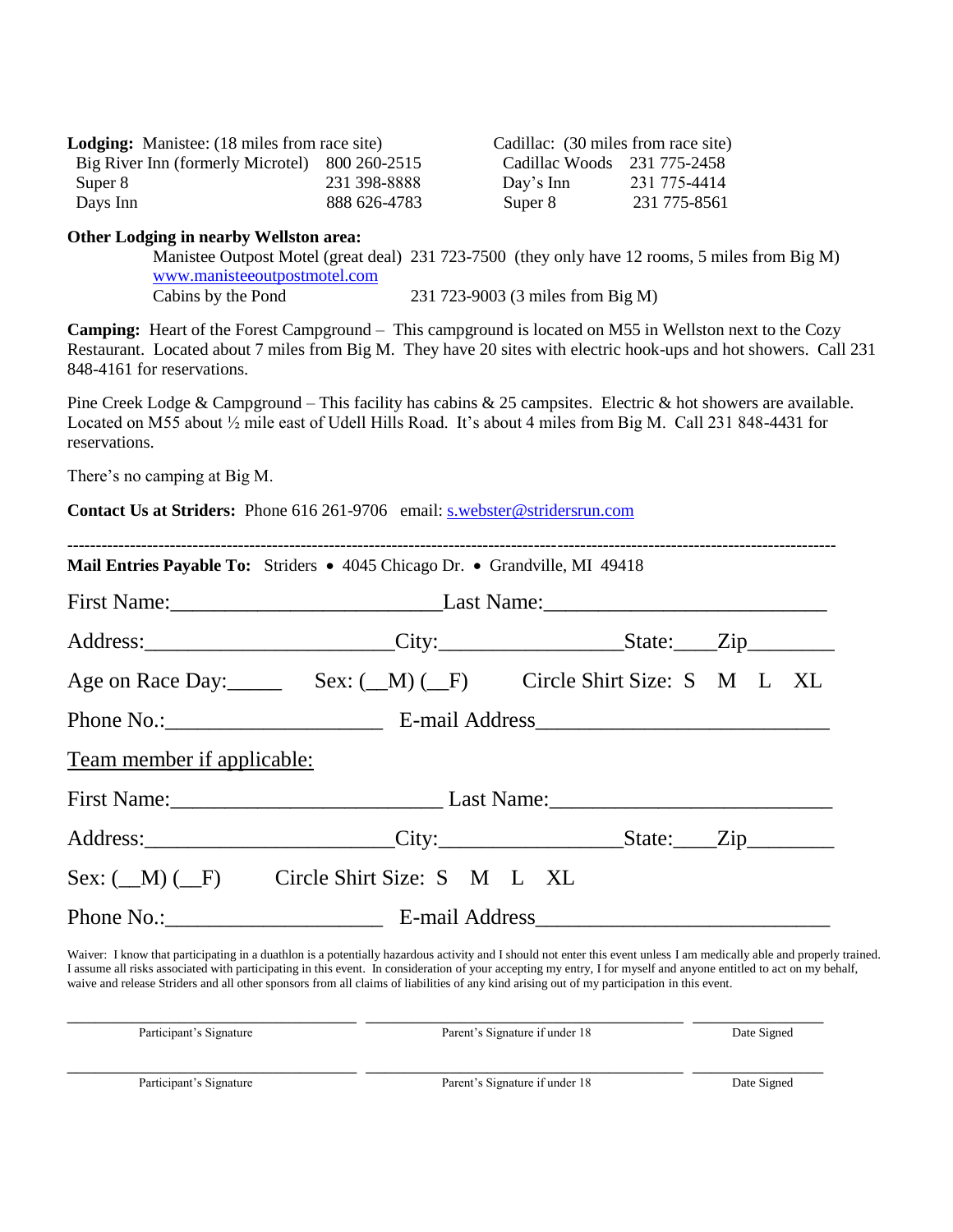**Lodging:** Manistee: (18 miles from race site)

| | |
|---|---|
| Big River Inn (formerly Microtel) | 800 260-2515 |
| Super 8 | 231 398-8888 |
| Days Inn | 888 626-4783 |

Cadillac: (30 miles from race site)

| | |
|---|---|
| Cadillac Woods | 231 775-2458 |
| Day's Inn | 231 775-4414 |
| Super 8 | 231 775-8561 |

**Other Lodging in nearby Wellston area:**

Manistee Outpost Motel (great deal) 231 723-7500 (they only have 12 rooms, 5 miles from Big M)
www.manisteeoutpostmotel.com

Cabins by the Pond 231 723-9003 (3 miles from Big M)

**Camping:** Heart of the Forest Campground – This campground is located on M55 in Wellston next to the Cozy Restaurant. Located about 7 miles from Big M. They have 20 sites with electric hook-ups and hot showers. Call 231 848-4161 for reservations.

Pine Creek Lodge & Campground – This facility has cabins & 25 campsites. Electric & hot showers are available. Located on M55 about ½ mile east of Udell Hills Road. It's about 4 miles from Big M. Call 231 848-4431 for reservations.

There's no camping at Big M.

**Contact Us at Striders:** Phone 616 261-9706 email: s.webster@stridersrun.com

---

**Mail Entries Payable To:** Striders • 4045 Chicago Dr. • Grandville, MI 49418

First Name:_________________________ Last Name:__________________________

Address:_______________________ City:_________________ State:____ Zip________

Age on Race Day:_____ Sex: (__M) (__F) Circle Shirt Size: S M L XL

Phone No.:____________________ E-mail Address___________________________

Team member if applicable:

First Name:_________________________ Last Name:__________________________

Address:_______________________ City:_________________ State:____ Zip________

Sex: (__M) (__F) Circle Shirt Size: S M L XL

Phone No.:____________________ E-mail Address___________________________

Waiver: I know that participating in a duathlon is a potentially hazardous activity and I should not enter this event unless I am medically able and properly trained. I assume all risks associated with participating in this event. In consideration of your accepting my entry, I for myself and anyone entitled to act on my behalf, waive and release Striders and all other sponsors from all claims of liabilities of any kind arising out of my participation in this event.

___________________________ ___________________________ ______________
Participant's Signature Parent's Signature if under 18 Date Signed

___________________________ ___________________________ ______________
Participant's Signature Parent's Signature if under 18 Date Signed